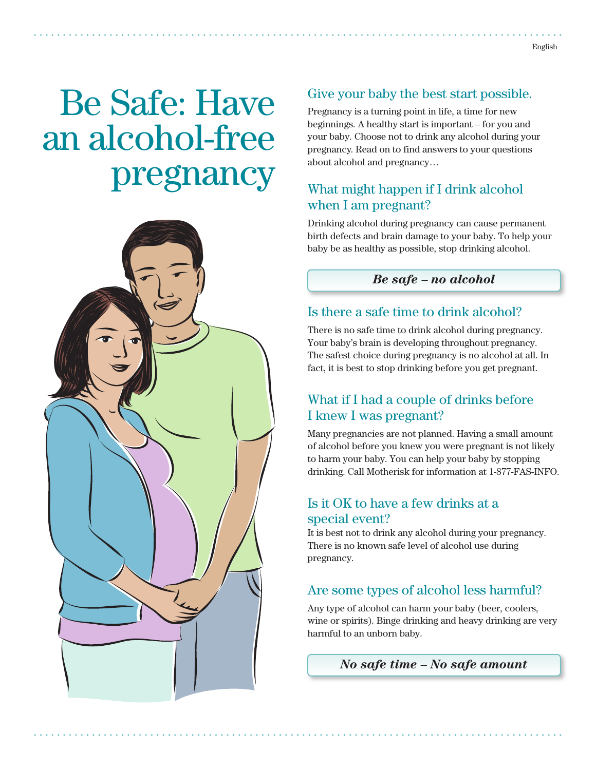English

# Be Safe: Have an alcohol-free pregnancy

## Give your baby the best start possible.

Pregnancy is a turning point in life, a time for new beginnings. A healthy start is important – for you and your baby. Choose not to drink any alcohol during your pregnancy. Read on to find answers to your questions about alcohol and pregnancy…

## What might happen if I drink alcohol when I am pregnant?

Drinking alcohol during pregnancy can cause permanent birth defects and brain damage to your baby. To help your baby be as healthy as possible, stop drinking alcohol.

***Be safe – no alcohol***

## Is there a safe time to drink alcohol?

There is no safe time to drink alcohol during pregnancy. Your baby's brain is developing throughout pregnancy. The safest choice during pregnancy is no alcohol at all. In fact, it is best to stop drinking before you get pregnant.

## What if I had a couple of drinks before I knew I was pregnant?

Many pregnancies are not planned. Having a small amount of alcohol before you knew you were pregnant is not likely to harm your baby. You can help your baby by stopping drinking. Call Motherisk for information at 1-877-FAS-INFO.

## Is it OK to have a few drinks at a special event?

It is best not to drink any alcohol during your pregnancy. There is no known safe level of alcohol use during pregnancy.

## Are some types of alcohol less harmful?

Any type of alcohol can harm your baby (beer, coolers, wine or spirits). Binge drinking and heavy drinking are very harmful to an unborn baby.

***No safe time – No safe amount***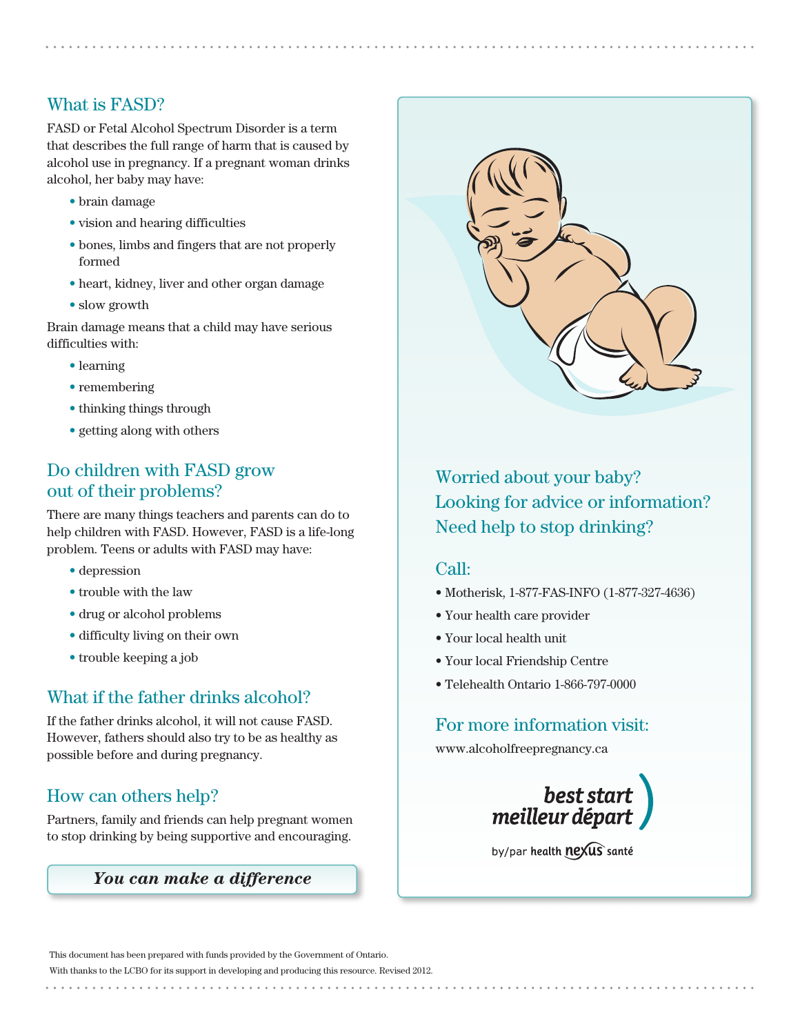## What is FASD?

FASD or Fetal Alcohol Spectrum Disorder is a term that describes the full range of harm that is caused by alcohol use in pregnancy. If a pregnant woman drinks alcohol, her baby may have:

- brain damage
- vision and hearing difficulties
- bones, limbs and fingers that are not properly formed
- heart, kidney, liver and other organ damage
- slow growth

Brain damage means that a child may have serious difficulties with:

- learning
- remembering
- thinking things through
- getting along with others

## Do children with FASD grow out of their problems?

There are many things teachers and parents can do to help children with FASD. However, FASD is a life-long problem. Teens or adults with FASD may have:

- depression
- trouble with the law
- drug or alcohol problems
- difficulty living on their own
- trouble keeping a job

## What if the father drinks alcohol?

If the father drinks alcohol, it will not cause FASD. However, fathers should also try to be as healthy as possible before and during pregnancy.

## How can others help?

Partners, family and friends can help pregnant women to stop drinking by being supportive and encouraging.

***You can make a difference***

## Worried about your baby? Looking for advice or information? Need help to stop drinking?

### Call:

- Motherisk, 1-877-FAS-INFO (1-877-327-4636)
- Your health care provider
- Your local health unit
- Your local Friendship Centre
- Telehealth Ontario 1-866-797-0000

### For more information visit:

www.alcoholfreepregnancy.ca

best start meilleur départ

by/par health nexus santé

This document has been prepared with funds provided by the Government of Ontario.

With thanks to the LCBO for its support in developing and producing this resource. Revised 2012.